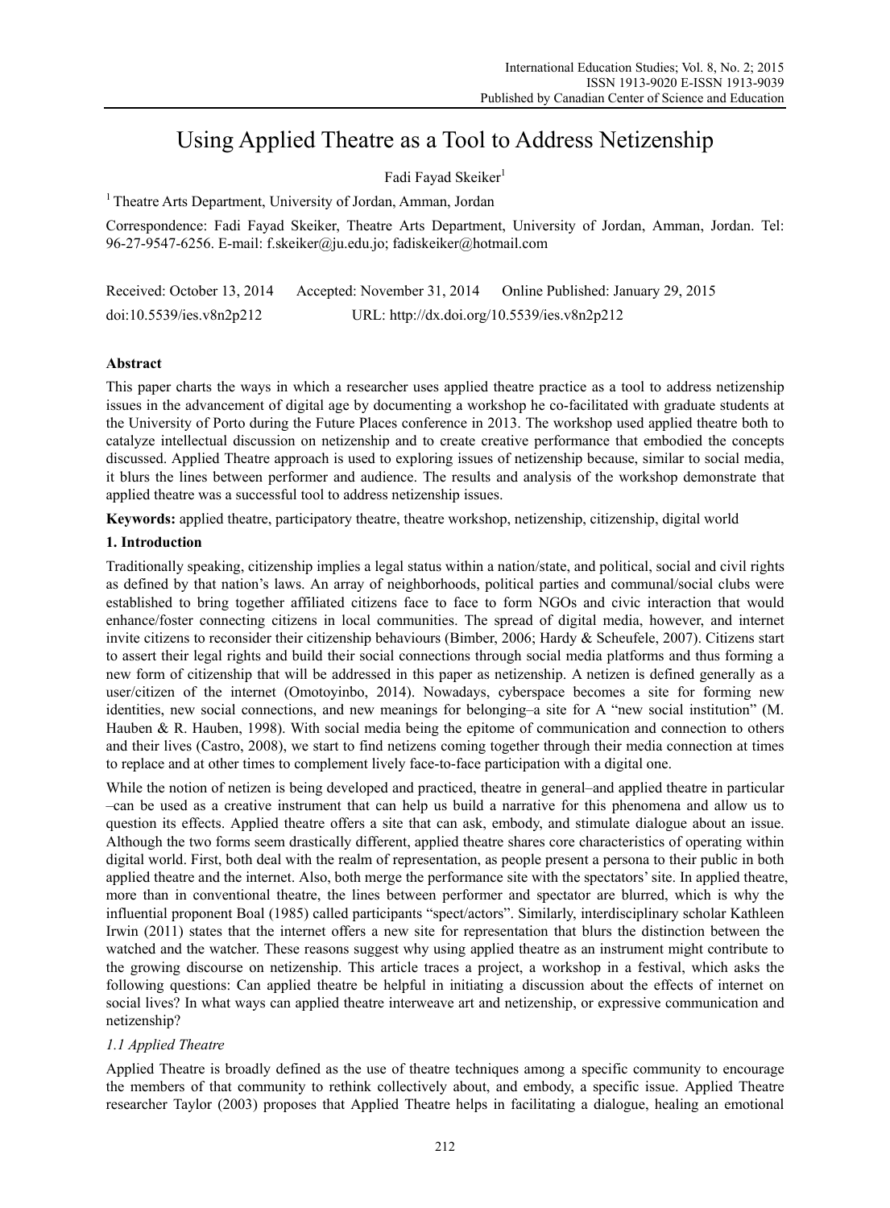# Using Applied Theatre as a Tool to Address Netizenship

Fadi Fayad Skeiker[1]

[1] Theatre Arts Department, University of Jordan, Amman, Jordan

Correspondence: Fadi Fayad Skeiker, Theatre Arts Department, University of Jordan, Amman, Jordan. Tel: 96-27-9547-6256. E-mail: f.skeiker@ju.edu.jo; fadiskeiker@hotmail.com

Received: October 13, 2014 Accepted: November 31, 2014 Online Published: January 29, 2015

doi:10.5539/ies.v8n2p212 URL: http://dx.doi.org/10.5539/ies.v8n2p212

## Abstract

This paper charts the ways in which a researcher uses applied theatre practice as a tool to address netizenship issues in the advancement of digital age by documenting a workshop he co-facilitated with graduate students at the University of Porto during the Future Places conference in 2013. The workshop used applied theatre both to catalyze intellectual discussion on netizenship and to create creative performance that embodied the concepts discussed. Applied Theatre approach is used to exploring issues of netizenship because, similar to social media, it blurs the lines between performer and audience. The results and analysis of the workshop demonstrate that applied theatre was a successful tool to address netizenship issues.

**Keywords:** applied theatre, participatory theatre, theatre workshop, netizenship, citizenship, digital world

## 1. Introduction

Traditionally speaking, citizenship implies a legal status within a nation/state, and political, social and civil rights as defined by that nation's laws. An array of neighborhoods, political parties and communal/social clubs were established to bring together affiliated citizens face to face to form NGOs and civic interaction that would enhance/foster connecting citizens in local communities. The spread of digital media, however, and internet invite citizens to reconsider their citizenship behaviours (Bimber, 2006; Hardy & Scheufele, 2007). Citizens start to assert their legal rights and build their social connections through social media platforms and thus forming a new form of citizenship that will be addressed in this paper as netizenship. A netizen is defined generally as a user/citizen of the internet (Omotoyinbo, 2014). Nowadays, cyberspace becomes a site for forming new identities, new social connections, and new meanings for belonging–a site for A "new social institution" (M. Hauben & R. Hauben, 1998). With social media being the epitome of communication and connection to others and their lives (Castro, 2008), we start to find netizens coming together through their media connection at times to replace and at other times to complement lively face-to-face participation with a digital one.

While the notion of netizen is being developed and practiced, theatre in general–and applied theatre in particular –can be used as a creative instrument that can help us build a narrative for this phenomena and allow us to question its effects. Applied theatre offers a site that can ask, embody, and stimulate dialogue about an issue. Although the two forms seem drastically different, applied theatre shares core characteristics of operating within digital world. First, both deal with the realm of representation, as people present a persona to their public in both applied theatre and the internet. Also, both merge the performance site with the spectators' site. In applied theatre, more than in conventional theatre, the lines between performer and spectator are blurred, which is why the influential proponent Boal (1985) called participants "spect/actors". Similarly, interdisciplinary scholar Kathleen Irwin (2011) states that the internet offers a new site for representation that blurs the distinction between the watched and the watcher. These reasons suggest why using applied theatre as an instrument might contribute to the growing discourse on netizenship. This article traces a project, a workshop in a festival, which asks the following questions: Can applied theatre be helpful in initiating a discussion about the effects of internet on social lives? In what ways can applied theatre interweave art and netizenship, or expressive communication and netizenship?

### *1.1 Applied Theatre*

Applied Theatre is broadly defined as the use of theatre techniques among a specific community to encourage the members of that community to rethink collectively about, and embody, a specific issue. Applied Theatre researcher Taylor (2003) proposes that Applied Theatre helps in facilitating a dialogue, healing an emotional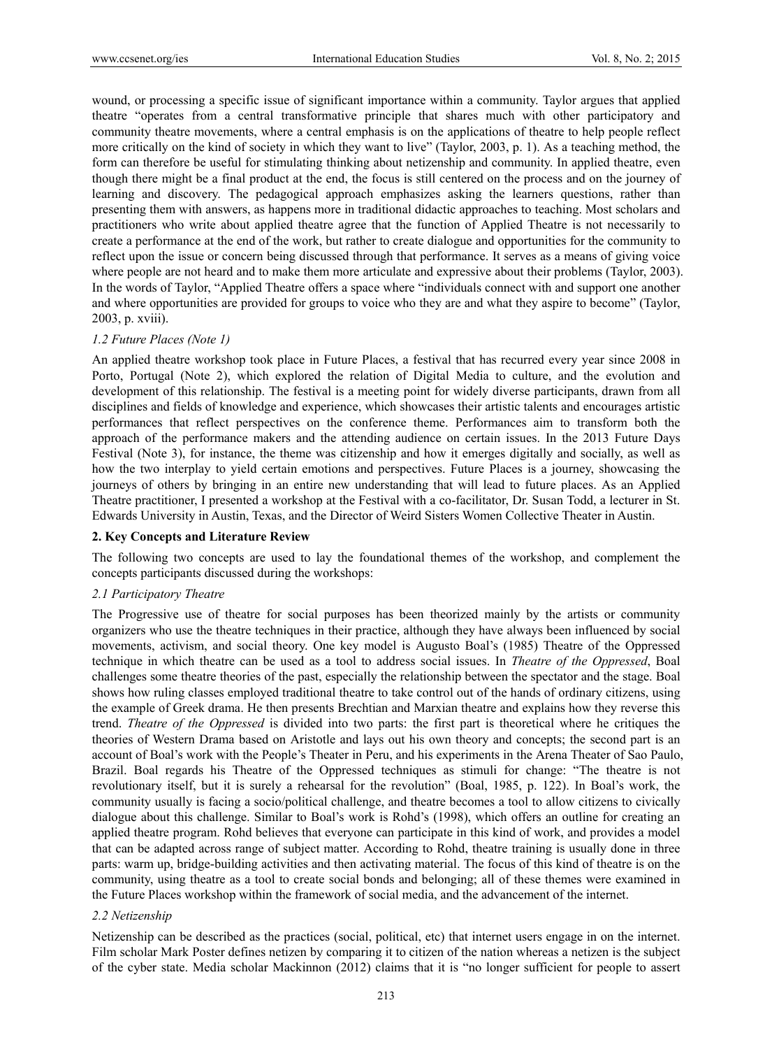wound, or processing a specific issue of significant importance within a community. Taylor argues that applied theatre "operates from a central transformative principle that shares much with other participatory and community theatre movements, where a central emphasis is on the applications of theatre to help people reflect more critically on the kind of society in which they want to live" (Taylor, 2003, p. 1). As a teaching method, the form can therefore be useful for stimulating thinking about netizenship and community. In applied theatre, even though there might be a final product at the end, the focus is still centered on the process and on the journey of learning and discovery. The pedagogical approach emphasizes asking the learners questions, rather than presenting them with answers, as happens more in traditional didactic approaches to teaching. Most scholars and practitioners who write about applied theatre agree that the function of Applied Theatre is not necessarily to create a performance at the end of the work, but rather to create dialogue and opportunities for the community to reflect upon the issue or concern being discussed through that performance. It serves as a means of giving voice where people are not heard and to make them more articulate and expressive about their problems (Taylor, 2003). In the words of Taylor, "Applied Theatre offers a space where "individuals connect with and support one another and where opportunities are provided for groups to voice who they are and what they aspire to become" (Taylor, 2003, p. xviii).

### *1.2 Future Places (Note 1)*

An applied theatre workshop took place in Future Places, a festival that has recurred every year since 2008 in Porto, Portugal (Note 2), which explored the relation of Digital Media to culture, and the evolution and development of this relationship. The festival is a meeting point for widely diverse participants, drawn from all disciplines and fields of knowledge and experience, which showcases their artistic talents and encourages artistic performances that reflect perspectives on the conference theme. Performances aim to transform both the approach of the performance makers and the attending audience on certain issues. In the 2013 Future Days Festival (Note 3), for instance, the theme was citizenship and how it emerges digitally and socially, as well as how the two interplay to yield certain emotions and perspectives. Future Places is a journey, showcasing the journeys of others by bringing in an entire new understanding that will lead to future places. As an Applied Theatre practitioner, I presented a workshop at the Festival with a co-facilitator, Dr. Susan Todd, a lecturer in St. Edwards University in Austin, Texas, and the Director of Weird Sisters Women Collective Theater in Austin.

## 2. Key Concepts and Literature Review

The following two concepts are used to lay the foundational themes of the workshop, and complement the concepts participants discussed during the workshops:

### *2.1 Participatory Theatre*

The Progressive use of theatre for social purposes has been theorized mainly by the artists or community organizers who use the theatre techniques in their practice, although they have always been influenced by social movements, activism, and social theory. One key model is Augusto Boal's (1985) Theatre of the Oppressed technique in which theatre can be used as a tool to address social issues. In *Theatre of the Oppressed*, Boal challenges some theatre theories of the past, especially the relationship between the spectator and the stage. Boal shows how ruling classes employed traditional theatre to take control out of the hands of ordinary citizens, using the example of Greek drama. He then presents Brechtian and Marxian theatre and explains how they reverse this trend. *Theatre of the Oppressed* is divided into two parts: the first part is theoretical where he critiques the theories of Western Drama based on Aristotle and lays out his own theory and concepts; the second part is an account of Boal's work with the People's Theater in Peru, and his experiments in the Arena Theater of Sao Paulo, Brazil. Boal regards his Theatre of the Oppressed techniques as stimuli for change: "The theatre is not revolutionary itself, but it is surely a rehearsal for the revolution" (Boal, 1985, p. 122). In Boal's work, the community usually is facing a socio/political challenge, and theatre becomes a tool to allow citizens to civically dialogue about this challenge. Similar to Boal's work is Rohd's (1998), which offers an outline for creating an applied theatre program. Rohd believes that everyone can participate in this kind of work, and provides a model that can be adapted across range of subject matter. According to Rohd, theatre training is usually done in three parts: warm up, bridge-building activities and then activating material. The focus of this kind of theatre is on the community, using theatre as a tool to create social bonds and belonging; all of these themes were examined in the Future Places workshop within the framework of social media, and the advancement of the internet.

### *2.2 Netizenship*

Netizenship can be described as the practices (social, political, etc) that internet users engage in on the internet. Film scholar Mark Poster defines netizen by comparing it to citizen of the nation whereas a netizen is the subject of the cyber state. Media scholar Mackinnon (2012) claims that it is "no longer sufficient for people to assert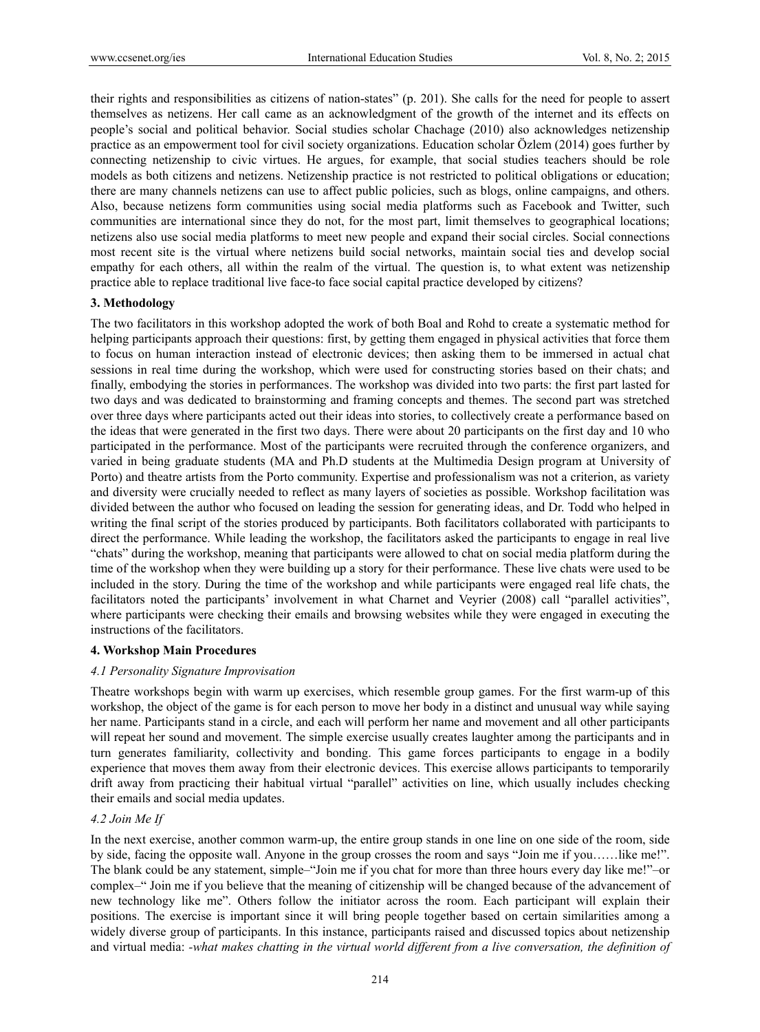their rights and responsibilities as citizens of nation-states" (p. 201). She calls for the need for people to assert themselves as netizens. Her call came as an acknowledgment of the growth of the internet and its effects on people's social and political behavior. Social studies scholar Chachage (2010) also acknowledges netizenship practice as an empowerment tool for civil society organizations. Education scholar Özlem (2014) goes further by connecting netizenship to civic virtues. He argues, for example, that social studies teachers should be role models as both citizens and netizens. Netizenship practice is not restricted to political obligations or education; there are many channels netizens can use to affect public policies, such as blogs, online campaigns, and others. Also, because netizens form communities using social media platforms such as Facebook and Twitter, such communities are international since they do not, for the most part, limit themselves to geographical locations; netizens also use social media platforms to meet new people and expand their social circles. Social connections most recent site is the virtual where netizens build social networks, maintain social ties and develop social empathy for each others, all within the realm of the virtual. The question is, to what extent was netizenship practice able to replace traditional live face-to face social capital practice developed by citizens?

## 3. Methodology

The two facilitators in this workshop adopted the work of both Boal and Rohd to create a systematic method for helping participants approach their questions: first, by getting them engaged in physical activities that force them to focus on human interaction instead of electronic devices; then asking them to be immersed in actual chat sessions in real time during the workshop, which were used for constructing stories based on their chats; and finally, embodying the stories in performances. The workshop was divided into two parts: the first part lasted for two days and was dedicated to brainstorming and framing concepts and themes. The second part was stretched over three days where participants acted out their ideas into stories, to collectively create a performance based on the ideas that were generated in the first two days. There were about 20 participants on the first day and 10 who participated in the performance. Most of the participants were recruited through the conference organizers, and varied in being graduate students (MA and Ph.D students at the Multimedia Design program at University of Porto) and theatre artists from the Porto community. Expertise and professionalism was not a criterion, as variety and diversity were crucially needed to reflect as many layers of societies as possible. Workshop facilitation was divided between the author who focused on leading the session for generating ideas, and Dr. Todd who helped in writing the final script of the stories produced by participants. Both facilitators collaborated with participants to direct the performance. While leading the workshop, the facilitators asked the participants to engage in real live "chats" during the workshop, meaning that participants were allowed to chat on social media platform during the time of the workshop when they were building up a story for their performance. These live chats were used to be included in the story. During the time of the workshop and while participants were engaged real life chats, the facilitators noted the participants' involvement in what Charnet and Veyrier (2008) call "parallel activities", where participants were checking their emails and browsing websites while they were engaged in executing the instructions of the facilitators.

## 4. Workshop Main Procedures

### *4.1 Personality Signature Improvisation*

Theatre workshops begin with warm up exercises, which resemble group games. For the first warm-up of this workshop, the object of the game is for each person to move her body in a distinct and unusual way while saying her name. Participants stand in a circle, and each will perform her name and movement and all other participants will repeat her sound and movement. The simple exercise usually creates laughter among the participants and in turn generates familiarity, collectivity and bonding. This game forces participants to engage in a bodily experience that moves them away from their electronic devices. This exercise allows participants to temporarily drift away from practicing their habitual virtual "parallel" activities on line, which usually includes checking their emails and social media updates.

### *4.2 Join Me If*

In the next exercise, another common warm-up, the entire group stands in one line on one side of the room, side by side, facing the opposite wall. Anyone in the group crosses the room and says "Join me if you……like me!". The blank could be any statement, simple–"Join me if you chat for more than three hours every day like me!"–or complex–" Join me if you believe that the meaning of citizenship will be changed because of the advancement of new technology like me". Others follow the initiator across the room. Each participant will explain their positions. The exercise is important since it will bring people together based on certain similarities among a widely diverse group of participants. In this instance, participants raised and discussed topics about netizenship and virtual media: *-what makes chatting in the virtual world different from a live conversation, the definition of*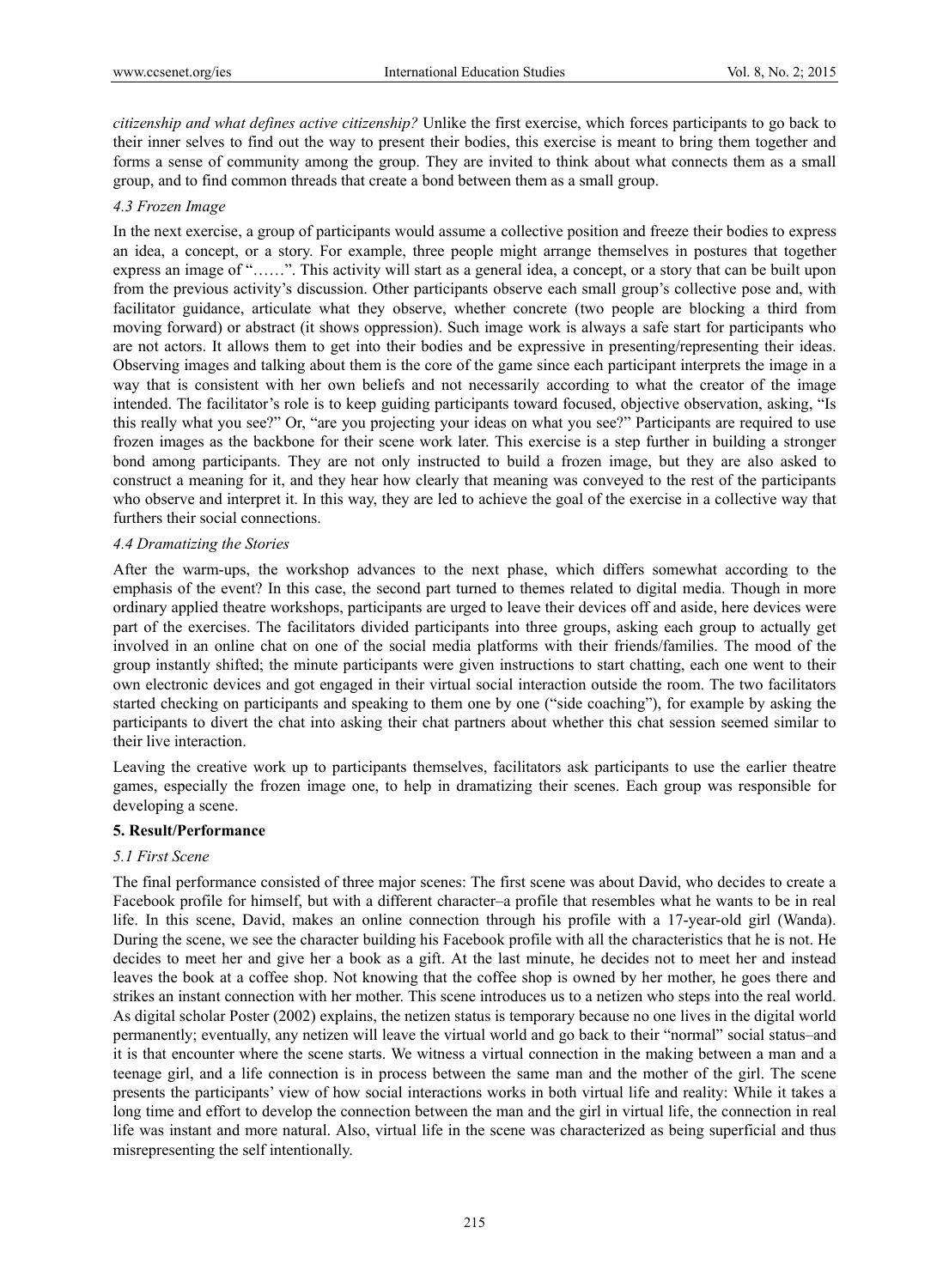*citizenship and what defines active citizenship?* Unlike the first exercise, which forces participants to go back to their inner selves to find out the way to present their bodies, this exercise is meant to bring them together and forms a sense of community among the group. They are invited to think about what connects them as a small group, and to find common threads that create a bond between them as a small group.

### *4.3 Frozen Image*

In the next exercise, a group of participants would assume a collective position and freeze their bodies to express an idea, a concept, or a story. For example, three people might arrange themselves in postures that together express an image of "……". This activity will start as a general idea, a concept, or a story that can be built upon from the previous activity's discussion. Other participants observe each small group's collective pose and, with facilitator guidance, articulate what they observe, whether concrete (two people are blocking a third from moving forward) or abstract (it shows oppression). Such image work is always a safe start for participants who are not actors. It allows them to get into their bodies and be expressive in presenting/representing their ideas. Observing images and talking about them is the core of the game since each participant interprets the image in a way that is consistent with her own beliefs and not necessarily according to what the creator of the image intended. The facilitator's role is to keep guiding participants toward focused, objective observation, asking, "Is this really what you see?" Or, "are you projecting your ideas on what you see?" Participants are required to use frozen images as the backbone for their scene work later. This exercise is a step further in building a stronger bond among participants. They are not only instructed to build a frozen image, but they are also asked to construct a meaning for it, and they hear how clearly that meaning was conveyed to the rest of the participants who observe and interpret it. In this way, they are led to achieve the goal of the exercise in a collective way that furthers their social connections.

### *4.4 Dramatizing the Stories*

After the warm-ups, the workshop advances to the next phase, which differs somewhat according to the emphasis of the event? In this case, the second part turned to themes related to digital media. Though in more ordinary applied theatre workshops, participants are urged to leave their devices off and aside, here devices were part of the exercises. The facilitators divided participants into three groups, asking each group to actually get involved in an online chat on one of the social media platforms with their friends/families. The mood of the group instantly shifted; the minute participants were given instructions to start chatting, each one went to their own electronic devices and got engaged in their virtual social interaction outside the room. The two facilitators started checking on participants and speaking to them one by one ("side coaching"), for example by asking the participants to divert the chat into asking their chat partners about whether this chat session seemed similar to their live interaction.

Leaving the creative work up to participants themselves, facilitators ask participants to use the earlier theatre games, especially the frozen image one, to help in dramatizing their scenes. Each group was responsible for developing a scene.

## **5. Result/Performance**

### *5.1 First Scene*

The final performance consisted of three major scenes: The first scene was about David, who decides to create a Facebook profile for himself, but with a different character–a profile that resembles what he wants to be in real life. In this scene, David, makes an online connection through his profile with a 17-year-old girl (Wanda). During the scene, we see the character building his Facebook profile with all the characteristics that he is not. He decides to meet her and give her a book as a gift. At the last minute, he decides not to meet her and instead leaves the book at a coffee shop. Not knowing that the coffee shop is owned by her mother, he goes there and strikes an instant connection with her mother. This scene introduces us to a netizen who steps into the real world. As digital scholar Poster (2002) explains, the netizen status is temporary because no one lives in the digital world permanently; eventually, any netizen will leave the virtual world and go back to their "normal" social status–and it is that encounter where the scene starts. We witness a virtual connection in the making between a man and a teenage girl, and a life connection is in process between the same man and the mother of the girl. The scene presents the participants' view of how social interactions works in both virtual life and reality: While it takes a long time and effort to develop the connection between the man and the girl in virtual life, the connection in real life was instant and more natural. Also, virtual life in the scene was characterized as being superficial and thus misrepresenting the self intentionally.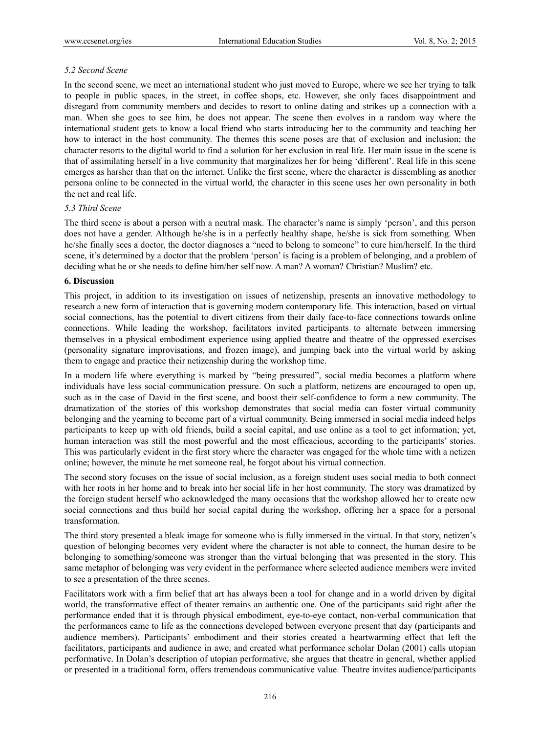### *5.2 Second Scene*

In the second scene, we meet an international student who just moved to Europe, where we see her trying to talk to people in public spaces, in the street, in coffee shops, etc. However, she only faces disappointment and disregard from community members and decides to resort to online dating and strikes up a connection with a man. When she goes to see him, he does not appear. The scene then evolves in a random way where the international student gets to know a local friend who starts introducing her to the community and teaching her how to interact in the host community. The themes this scene poses are that of exclusion and inclusion; the character resorts to the digital world to find a solution for her exclusion in real life. Her main issue in the scene is that of assimilating herself in a live community that marginalizes her for being 'different'. Real life in this scene emerges as harsher than that on the internet. Unlike the first scene, where the character is dissembling as another persona online to be connected in the virtual world, the character in this scene uses her own personality in both the net and real life.

### *5.3 Third Scene*

The third scene is about a person with a neutral mask. The character's name is simply 'person', and this person does not have a gender. Although he/she is in a perfectly healthy shape, he/she is sick from something. When he/she finally sees a doctor, the doctor diagnoses a "need to belong to someone" to cure him/herself. In the third scene, it's determined by a doctor that the problem 'person' is facing is a problem of belonging, and a problem of deciding what he or she needs to define him/her self now. A man? A woman? Christian? Muslim? etc.

## **6. Discussion**

This project, in addition to its investigation on issues of netizenship, presents an innovative methodology to research a new form of interaction that is governing modern contemporary life. This interaction, based on virtual social connections, has the potential to divert citizens from their daily face-to-face connections towards online connections. While leading the workshop, facilitators invited participants to alternate between immersing themselves in a physical embodiment experience using applied theatre and theatre of the oppressed exercises (personality signature improvisations, and frozen image), and jumping back into the virtual world by asking them to engage and practice their netizenship during the workshop time.

In a modern life where everything is marked by "being pressured", social media becomes a platform where individuals have less social communication pressure. On such a platform, netizens are encouraged to open up, such as in the case of David in the first scene, and boost their self-confidence to form a new community. The dramatization of the stories of this workshop demonstrates that social media can foster virtual community belonging and the yearning to become part of a virtual community. Being immersed in social media indeed helps participants to keep up with old friends, build a social capital, and use online as a tool to get information; yet, human interaction was still the most powerful and the most efficacious, according to the participants' stories. This was particularly evident in the first story where the character was engaged for the whole time with a netizen online; however, the minute he met someone real, he forgot about his virtual connection.

The second story focuses on the issue of social inclusion, as a foreign student uses social media to both connect with her roots in her home and to break into her social life in her host community. The story was dramatized by the foreign student herself who acknowledged the many occasions that the workshop allowed her to create new social connections and thus build her social capital during the workshop, offering her a space for a personal transformation.

The third story presented a bleak image for someone who is fully immersed in the virtual. In that story, netizen's question of belonging becomes very evident where the character is not able to connect, the human desire to be belonging to something/someone was stronger than the virtual belonging that was presented in the story. This same metaphor of belonging was very evident in the performance where selected audience members were invited to see a presentation of the three scenes.

Facilitators work with a firm belief that art has always been a tool for change and in a world driven by digital world, the transformative effect of theater remains an authentic one. One of the participants said right after the performance ended that it is through physical embodiment, eye-to-eye contact, non-verbal communication that the performances came to life as the connections developed between everyone present that day (participants and audience members). Participants' embodiment and their stories created a heartwarming effect that left the facilitators, participants and audience in awe, and created what performance scholar Dolan (2001) calls utopian performative. In Dolan's description of utopian performative, she argues that theatre in general, whether applied or presented in a traditional form, offers tremendous communicative value. Theatre invites audience/participants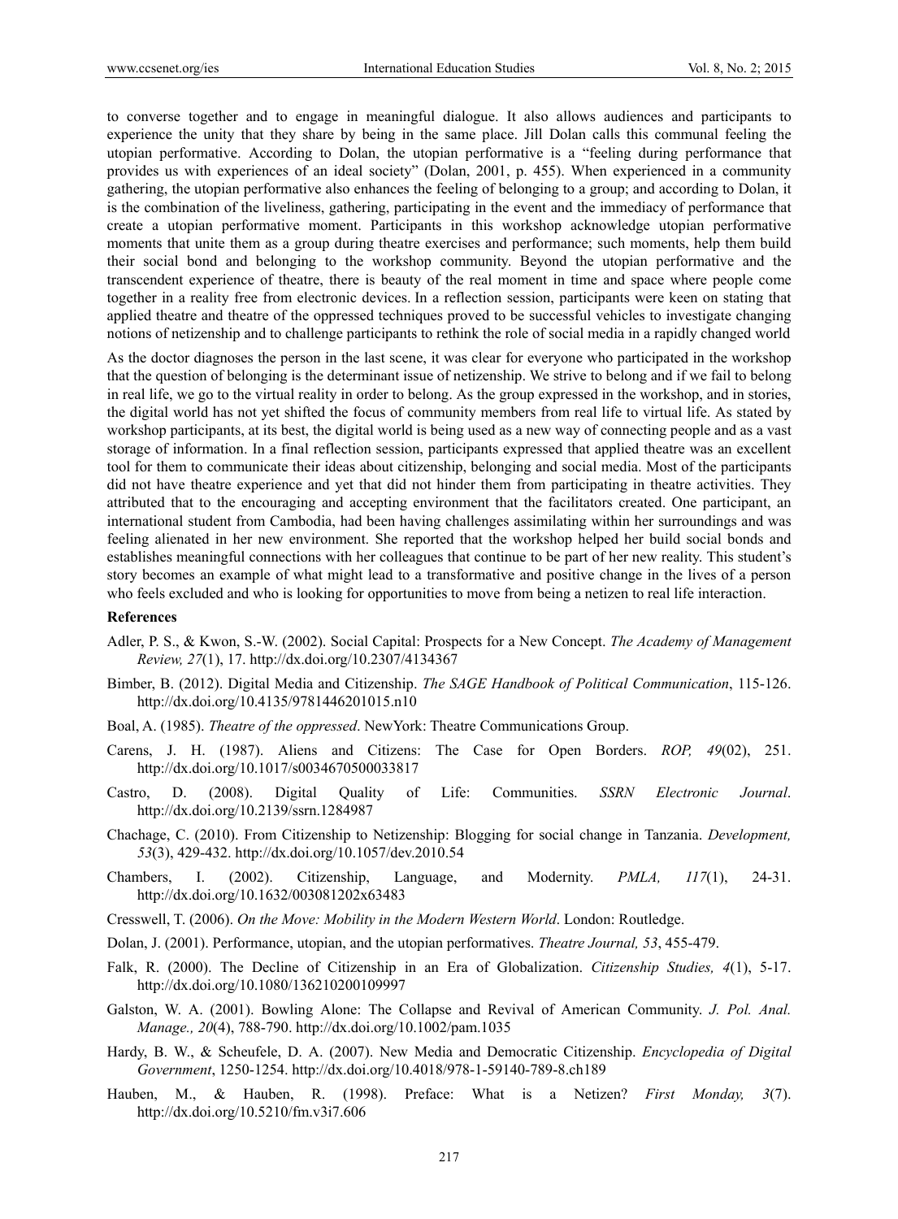to converse together and to engage in meaningful dialogue. It also allows audiences and participants to experience the unity that they share by being in the same place. Jill Dolan calls this communal feeling the utopian performative. According to Dolan, the utopian performative is a "feeling during performance that provides us with experiences of an ideal society" (Dolan, 2001, p. 455). When experienced in a community gathering, the utopian performative also enhances the feeling of belonging to a group; and according to Dolan, it is the combination of the liveliness, gathering, participating in the event and the immediacy of performance that create a utopian performative moment. Participants in this workshop acknowledge utopian performative moments that unite them as a group during theatre exercises and performance; such moments, help them build their social bond and belonging to the workshop community. Beyond the utopian performative and the transcendent experience of theatre, there is beauty of the real moment in time and space where people come together in a reality free from electronic devices. In a reflection session, participants were keen on stating that applied theatre and theatre of the oppressed techniques proved to be successful vehicles to investigate changing notions of netizenship and to challenge participants to rethink the role of social media in a rapidly changed world

As the doctor diagnoses the person in the last scene, it was clear for everyone who participated in the workshop that the question of belonging is the determinant issue of netizenship. We strive to belong and if we fail to belong in real life, we go to the virtual reality in order to belong. As the group expressed in the workshop, and in stories, the digital world has not yet shifted the focus of community members from real life to virtual life. As stated by workshop participants, at its best, the digital world is being used as a new way of connecting people and as a vast storage of information. In a final reflection session, participants expressed that applied theatre was an excellent tool for them to communicate their ideas about citizenship, belonging and social media. Most of the participants did not have theatre experience and yet that did not hinder them from participating in theatre activities. They attributed that to the encouraging and accepting environment that the facilitators created. One participant, an international student from Cambodia, had been having challenges assimilating within her surroundings and was feeling alienated in her new environment. She reported that the workshop helped her build social bonds and establishes meaningful connections with her colleagues that continue to be part of her new reality. This student's story becomes an example of what might lead to a transformative and positive change in the lives of a person who feels excluded and who is looking for opportunities to move from being a netizen to real life interaction.

### References

Adler, P. S., & Kwon, S.-W. (2002). Social Capital: Prospects for a New Concept. *The Academy of Management Review, 27*(1), 17. http://dx.doi.org/10.2307/4134367

Bimber, B. (2012). Digital Media and Citizenship. *The SAGE Handbook of Political Communication*, 115-126. http://dx.doi.org/10.4135/9781446201015.n10

Boal, A. (1985). *Theatre of the oppressed*. NewYork: Theatre Communications Group.

Carens, J. H. (1987). Aliens and Citizens: The Case for Open Borders. *ROP, 49*(02), 251. http://dx.doi.org/10.1017/s0034670500033817

Castro, D. (2008). Digital Quality of Life: Communities. *SSRN Electronic Journal*. http://dx.doi.org/10.2139/ssrn.1284987

Chachage, C. (2010). From Citizenship to Netizenship: Blogging for social change in Tanzania. *Development, 53*(3), 429-432. http://dx.doi.org/10.1057/dev.2010.54

Chambers, I. (2002). Citizenship, Language, and Modernity. *PMLA, 117*(1), 24-31. http://dx.doi.org/10.1632/003081202x63483

Cresswell, T. (2006). *On the Move: Mobility in the Modern Western World*. London: Routledge.

Dolan, J. (2001). Performance, utopian, and the utopian performatives. *Theatre Journal, 53*, 455-479.

Falk, R. (2000). The Decline of Citizenship in an Era of Globalization. *Citizenship Studies, 4*(1), 5-17. http://dx.doi.org/10.1080/136210200109997

Galston, W. A. (2001). Bowling Alone: The Collapse and Revival of American Community. *J. Pol. Anal. Manage., 20*(4), 788-790. http://dx.doi.org/10.1002/pam.1035

Hardy, B. W., & Scheufele, D. A. (2007). New Media and Democratic Citizenship. *Encyclopedia of Digital Government*, 1250-1254. http://dx.doi.org/10.4018/978-1-59140-789-8.ch189

Hauben, M., & Hauben, R. (1998). Preface: What is a Netizen? *First Monday, 3*(7). http://dx.doi.org/10.5210/fm.v3i7.606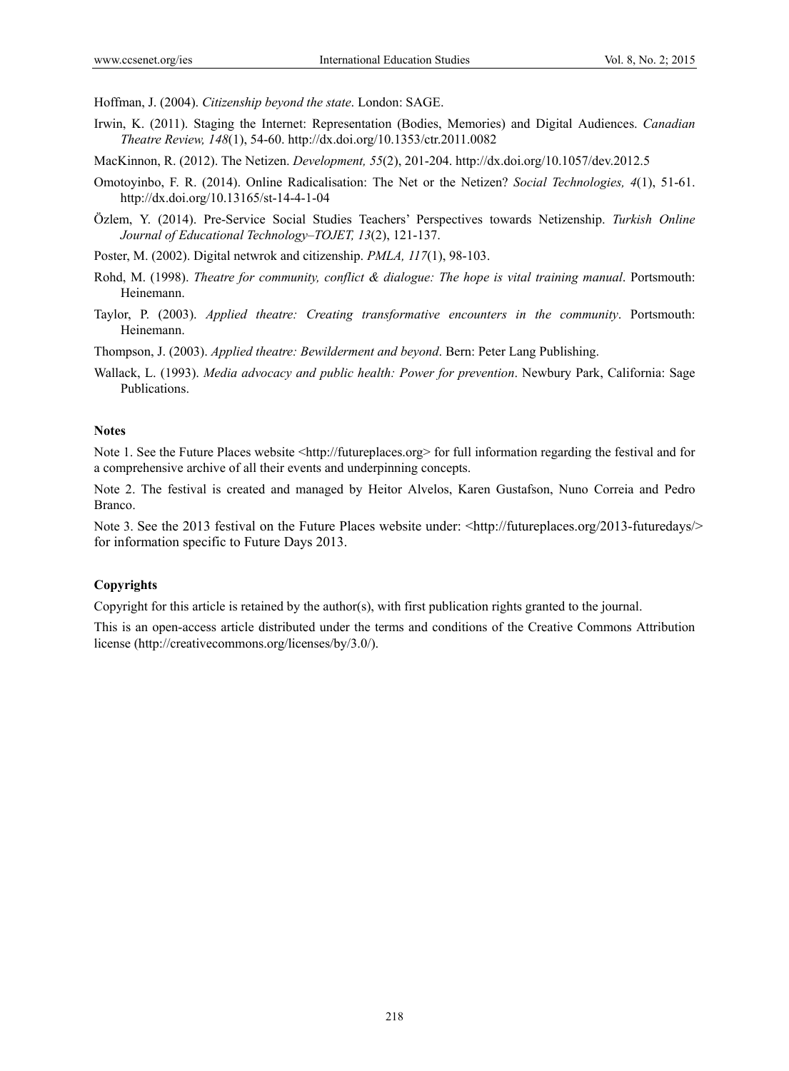Hoffman, J. (2004). *Citizenship beyond the state*. London: SAGE.

Irwin, K. (2011). Staging the Internet: Representation (Bodies, Memories) and Digital Audiences. *Canadian Theatre Review, 148*(1), 54-60. http://dx.doi.org/10.1353/ctr.2011.0082

MacKinnon, R. (2012). The Netizen. *Development, 55*(2), 201-204. http://dx.doi.org/10.1057/dev.2012.5

Omotoyinbo, F. R. (2014). Online Radicalisation: The Net or the Netizen? *Social Technologies, 4*(1), 51-61. http://dx.doi.org/10.13165/st-14-4-1-04

Özlem, Y. (2014). Pre-Service Social Studies Teachers' Perspectives towards Netizenship. *Turkish Online Journal of Educational Technology–TOJET, 13*(2), 121-137.

Poster, M. (2002). Digital netwrok and citizenship. *PMLA, 117*(1), 98-103.

Rohd, M. (1998). *Theatre for community, conflict & dialogue: The hope is vital training manual*. Portsmouth: Heinemann.

Taylor, P. (2003). *Applied theatre: Creating transformative encounters in the community*. Portsmouth: Heinemann.

Thompson, J. (2003). *Applied theatre: Bewilderment and beyond*. Bern: Peter Lang Publishing.

Wallack, L. (1993). *Media advocacy and public health: Power for prevention*. Newbury Park, California: Sage Publications.

## Notes

Note 1. See the Future Places website <http://futureplaces.org> for full information regarding the festival and for a comprehensive archive of all their events and underpinning concepts.

Note 2. The festival is created and managed by Heitor Alvelos, Karen Gustafson, Nuno Correia and Pedro Branco.

Note 3. See the 2013 festival on the Future Places website under: <http://futureplaces.org/2013-futuredays/> for information specific to Future Days 2013.

## Copyrights

Copyright for this article is retained by the author(s), with first publication rights granted to the journal.

This is an open-access article distributed under the terms and conditions of the Creative Commons Attribution license (http://creativecommons.org/licenses/by/3.0/).